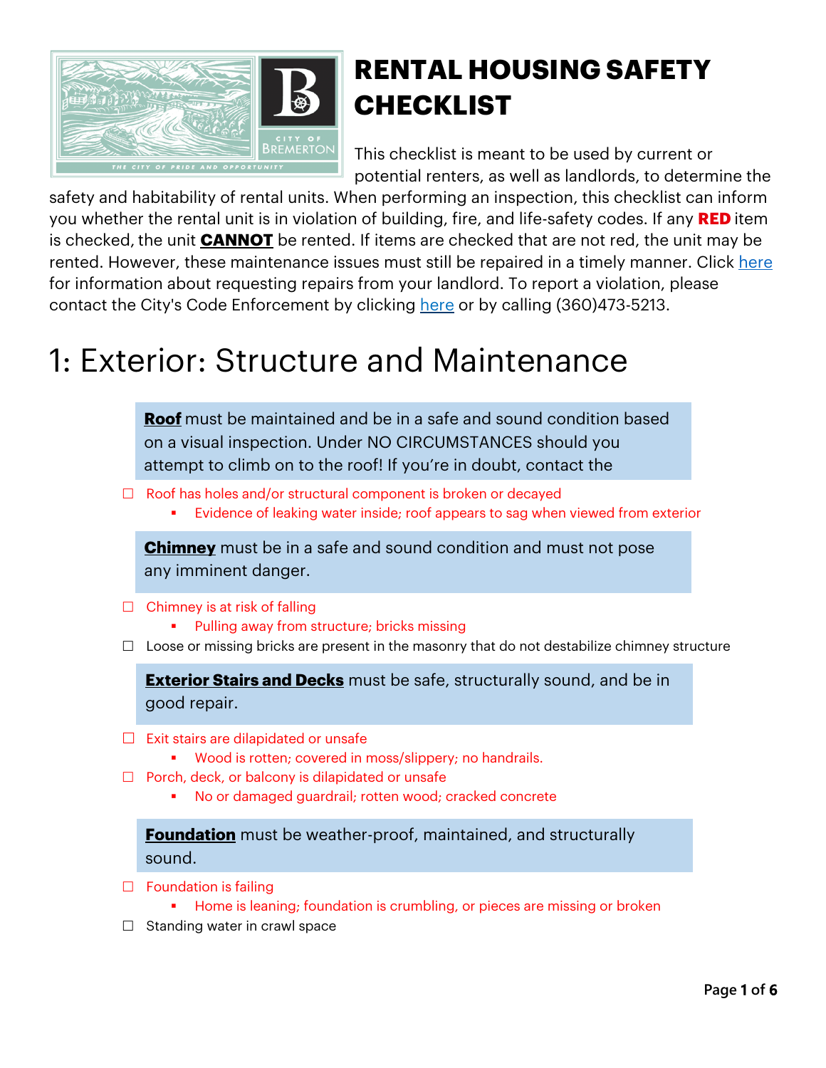# RENTAL HOUSING SAFETY CHECKLIST

This checklist is meant to be used by current or potential renters, as well as landlords, to determine the safety and habitability of rental units. When performing an inspection, this checklist can inform you whether the rental unit is in violation of building, fire, and life-safety codes. If any **RED** item is checked, the unit **CANNOT** be rented. If items are checked that are not red, the unit may be rented. However, these maintenance issues must still be repaired in a timely manner. Click [here]() for information about requesting repairs from your landlord. To report a violation, please contact the City's Code Enforcement by clicking [here]() or by calling (360)473-5213.

# 1: Exterior: Structure and Maintenance

**Roof** must be maintained and be in a safe and sound condition based on a visual inspection. Under NO CIRCUMSTANCES should you attempt to climb on to the roof! If you're in doubt, contact the

- ☐ Roof has holes and/or structural component is broken or decayed
  - Evidence of leaking water inside; roof appears to sag when viewed from exterior

**Chimney** must be in a safe and sound condition and must not pose any imminent danger.

- ☐ Chimney is at risk of falling
  - Pulling away from structure; bricks missing
- ☐ Loose or missing bricks are present in the masonry that do not destabilize chimney structure

**Exterior Stairs and Decks** must be safe, structurally sound, and be in good repair.

- ☐ Exit stairs are dilapidated or unsafe
  - Wood is rotten; covered in moss/slippery; no handrails.
- ☐ Porch, deck, or balcony is dilapidated or unsafe
  - No or damaged guardrail; rotten wood; cracked concrete

**Foundation** must be weather-proof, maintained, and structurally sound.

- ☐ Foundation is failing
  - Home is leaning; foundation is crumbling, or pieces are missing or broken
- ☐ Standing water in crawl space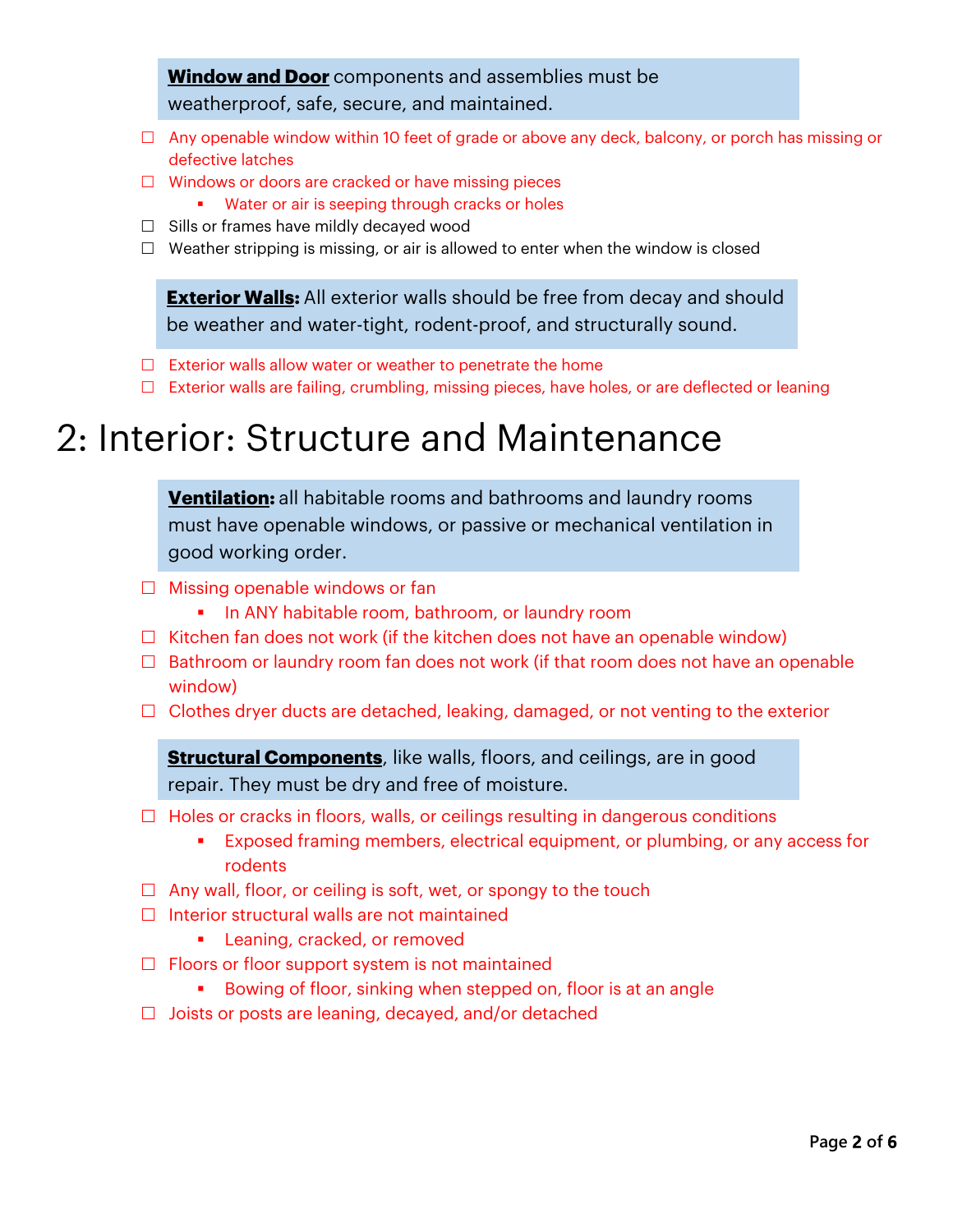**Window and Door** components and assemblies must be weatherproof, safe, secure, and maintained.

- ☐ Any openable window within 10 feet of grade or above any deck, balcony, or porch has missing or defective latches
- ☐ Windows or doors are cracked or have missing pieces
  - Water or air is seeping through cracks or holes
- ☐ Sills or frames have mildly decayed wood
- ☐ Weather stripping is missing, or air is allowed to enter when the window is closed

**Exterior Walls:** All exterior walls should be free from decay and should be weather and water-tight, rodent-proof, and structurally sound.

- ☐ Exterior walls allow water or weather to penetrate the home
- ☐ Exterior walls are failing, crumbling, missing pieces, have holes, or are deflected or leaning

# 2: Interior: Structure and Maintenance

**Ventilation:** all habitable rooms and bathrooms and laundry rooms must have openable windows, or passive or mechanical ventilation in good working order.

- ☐ Missing openable windows or fan
  - In ANY habitable room, bathroom, or laundry room
- ☐ Kitchen fan does not work (if the kitchen does not have an openable window)
- ☐ Bathroom or laundry room fan does not work (if that room does not have an openable window)
- ☐ Clothes dryer ducts are detached, leaking, damaged, or not venting to the exterior

**Structural Components**, like walls, floors, and ceilings, are in good repair. They must be dry and free of moisture.

- ☐ Holes or cracks in floors, walls, or ceilings resulting in dangerous conditions
  - Exposed framing members, electrical equipment, or plumbing, or any access for rodents
- ☐ Any wall, floor, or ceiling is soft, wet, or spongy to the touch
- ☐ Interior structural walls are not maintained
  - Leaning, cracked, or removed
- ☐ Floors or floor support system is not maintained
  - Bowing of floor, sinking when stepped on, floor is at an angle
- ☐ Joists or posts are leaning, decayed, and/or detached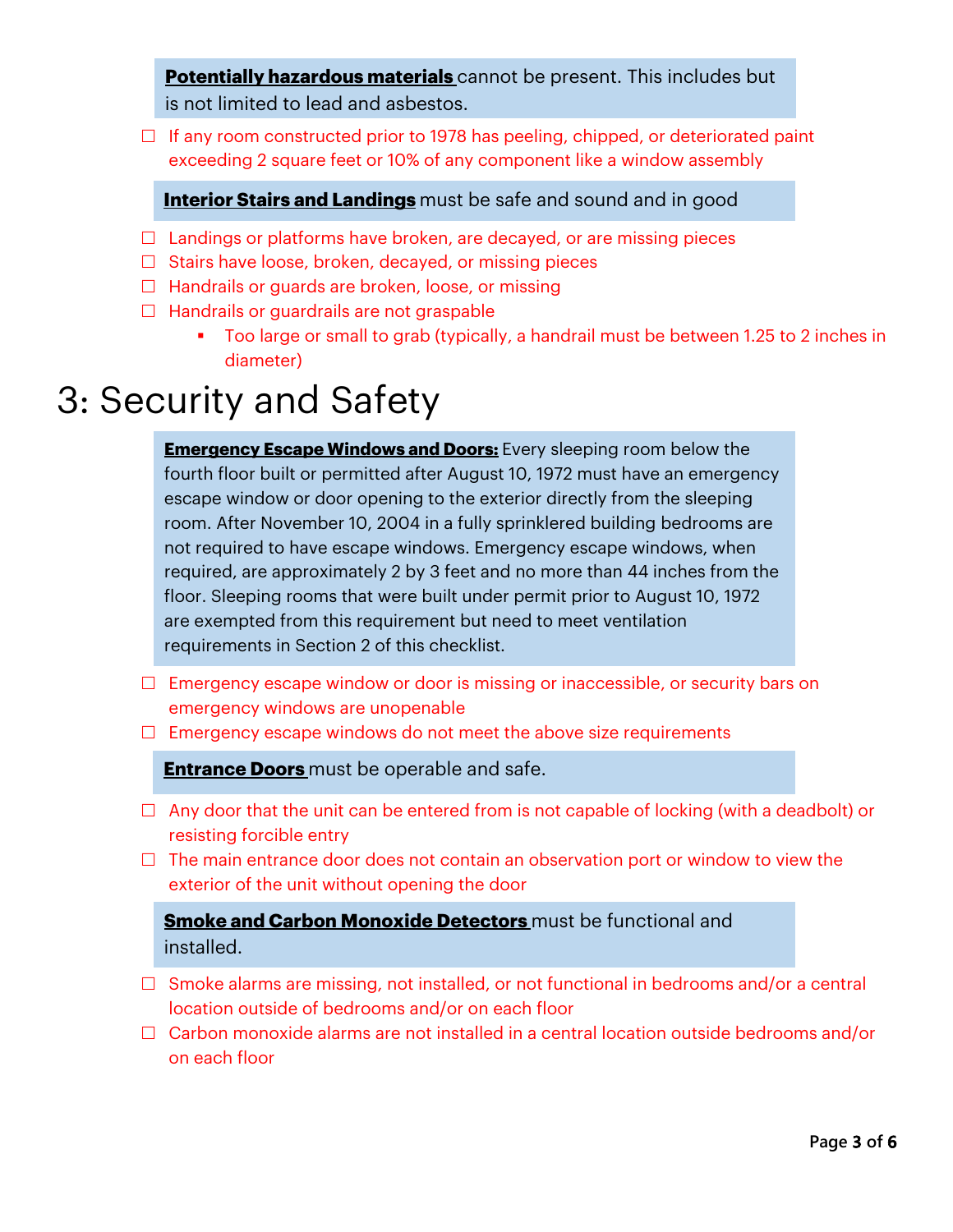**Potentially hazardous materials** cannot be present. This includes but is not limited to lead and asbestos.

- ☐ If any room constructed prior to 1978 has peeling, chipped, or deteriorated paint exceeding 2 square feet or 10% of any component like a window assembly

**Interior Stairs and Landings** must be safe and sound and in good

- ☐ Landings or platforms have broken, are decayed, or are missing pieces
- ☐ Stairs have loose, broken, decayed, or missing pieces
- ☐ Handrails or guards are broken, loose, or missing
- ☐ Handrails or guardrails are not graspable
  - Too large or small to grab (typically, a handrail must be between 1.25 to 2 inches in diameter)

# 3: Security and Safety

**Emergency Escape Windows and Doors:** Every sleeping room below the fourth floor built or permitted after August 10, 1972 must have an emergency escape window or door opening to the exterior directly from the sleeping room. After November 10, 2004 in a fully sprinklered building bedrooms are not required to have escape windows. Emergency escape windows, when required, are approximately 2 by 3 feet and no more than 44 inches from the floor. Sleeping rooms that were built under permit prior to August 10, 1972 are exempted from this requirement but need to meet ventilation requirements in Section 2 of this checklist.

- ☐ Emergency escape window or door is missing or inaccessible, or security bars on emergency windows are unopenable
- ☐ Emergency escape windows do not meet the above size requirements

**Entrance Doors** must be operable and safe.

- ☐ Any door that the unit can be entered from is not capable of locking (with a deadbolt) or resisting forcible entry
- ☐ The main entrance door does not contain an observation port or window to view the exterior of the unit without opening the door

**Smoke and Carbon Monoxide Detectors** must be functional and installed.

- ☐ Smoke alarms are missing, not installed, or not functional in bedrooms and/or a central location outside of bedrooms and/or on each floor
- ☐ Carbon monoxide alarms are not installed in a central location outside bedrooms and/or on each floor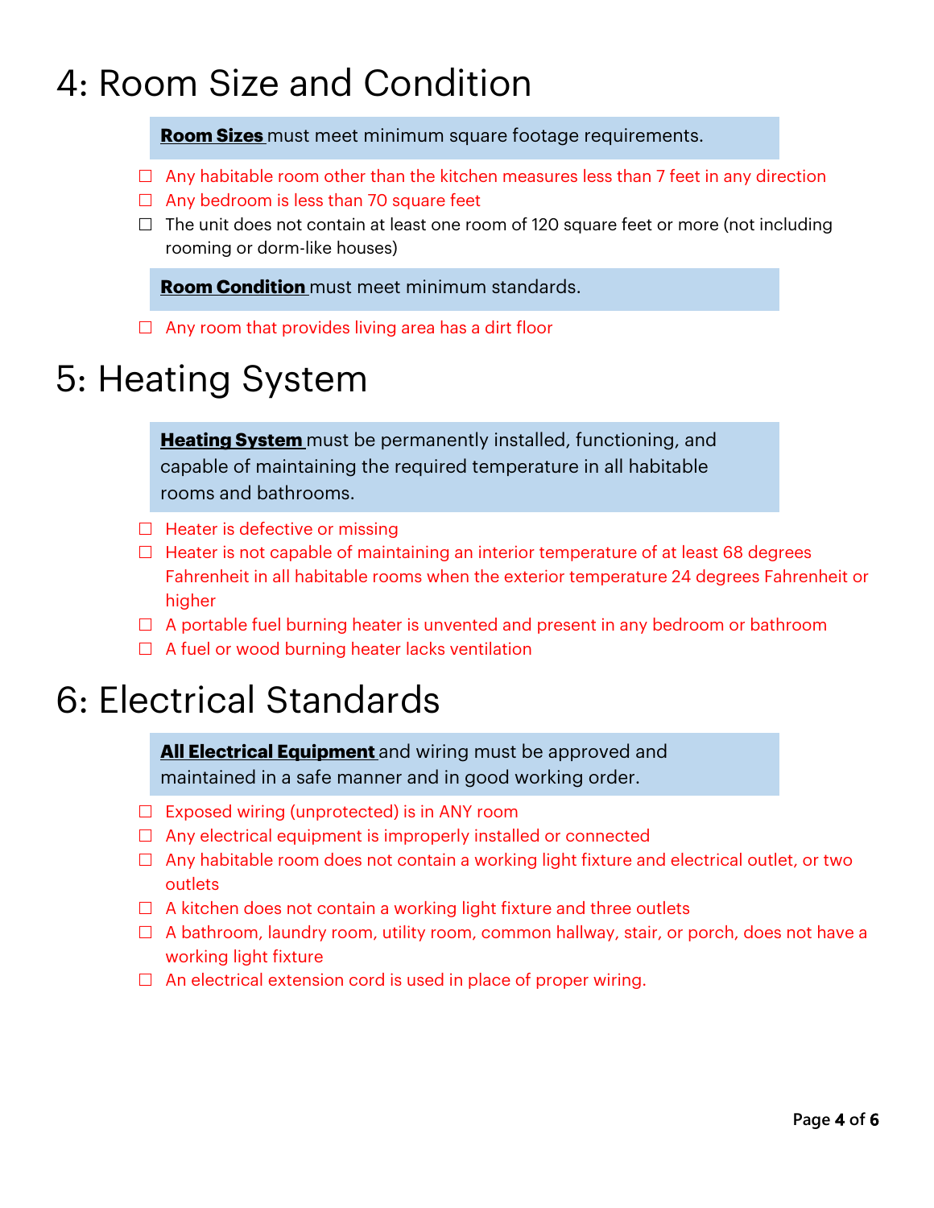# 4: Room Size and Condition

**Room Sizes** must meet minimum square footage requirements.

- ☐ Any habitable room other than the kitchen measures less than 7 feet in any direction
- ☐ Any bedroom is less than 70 square feet
- ☐ The unit does not contain at least one room of 120 square feet or more (not including rooming or dorm-like houses)

**Room Condition** must meet minimum standards.

- ☐ Any room that provides living area has a dirt floor

# 5: Heating System

**Heating System** must be permanently installed, functioning, and capable of maintaining the required temperature in all habitable rooms and bathrooms.

- ☐ Heater is defective or missing
- ☐ Heater is not capable of maintaining an interior temperature of at least 68 degrees Fahrenheit in all habitable rooms when the exterior temperature 24 degrees Fahrenheit or higher
- ☐ A portable fuel burning heater is unvented and present in any bedroom or bathroom
- ☐ A fuel or wood burning heater lacks ventilation

# 6: Electrical Standards

**All Electrical Equipment** and wiring must be approved and maintained in a safe manner and in good working order.

- ☐ Exposed wiring (unprotected) is in ANY room
- ☐ Any electrical equipment is improperly installed or connected
- ☐ Any habitable room does not contain a working light fixture and electrical outlet, or two outlets
- ☐ A kitchen does not contain a working light fixture and three outlets
- ☐ A bathroom, laundry room, utility room, common hallway, stair, or porch, does not have a working light fixture
- ☐ An electrical extension cord is used in place of proper wiring.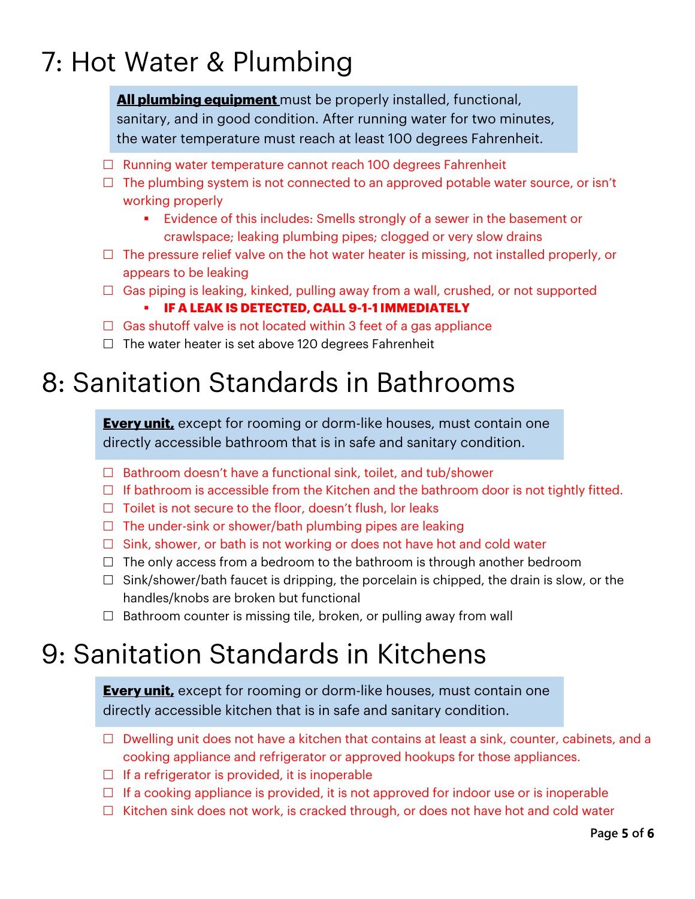# 7: Hot Water & Plumbing

**All plumbing equipment** must be properly installed, functional, sanitary, and in good condition. After running water for two minutes, the water temperature must reach at least 100 degrees Fahrenheit.

- ☐ Running water temperature cannot reach 100 degrees Fahrenheit
- ☐ The plumbing system is not connected to an approved potable water source, or isn't working properly
  - Evidence of this includes: Smells strongly of a sewer in the basement or crawlspace; leaking plumbing pipes; clogged or very slow drains
- ☐ The pressure relief valve on the hot water heater is missing, not installed properly, or appears to be leaking
- ☐ Gas piping is leaking, kinked, pulling away from a wall, crushed, or not supported
  - **IF A LEAK IS DETECTED, CALL 9-1-1 IMMEDIATELY**
- ☐ Gas shutoff valve is not located within 3 feet of a gas appliance
- ☐ The water heater is set above 120 degrees Fahrenheit

# 8: Sanitation Standards in Bathrooms

**Every unit,** except for rooming or dorm-like houses, must contain one directly accessible bathroom that is in safe and sanitary condition.

- ☐ Bathroom doesn't have a functional sink, toilet, and tub/shower
- ☐ If bathroom is accessible from the Kitchen and the bathroom door is not tightly fitted.
- ☐ Toilet is not secure to the floor, doesn't flush, lor leaks
- ☐ The under-sink or shower/bath plumbing pipes are leaking
- ☐ Sink, shower, or bath is not working or does not have hot and cold water
- ☐ The only access from a bedroom to the bathroom is through another bedroom
- ☐ Sink/shower/bath faucet is dripping, the porcelain is chipped, the drain is slow, or the handles/knobs are broken but functional
- ☐ Bathroom counter is missing tile, broken, or pulling away from wall

# 9: Sanitation Standards in Kitchens

**Every unit,** except for rooming or dorm-like houses, must contain one directly accessible kitchen that is in safe and sanitary condition.

- ☐ Dwelling unit does not have a kitchen that contains at least a sink, counter, cabinets, and a cooking appliance and refrigerator or approved hookups for those appliances.
- ☐ If a refrigerator is provided, it is inoperable
- ☐ If a cooking appliance is provided, it is not approved for indoor use or is inoperable
- ☐ Kitchen sink does not work, is cracked through, or does not have hot and cold water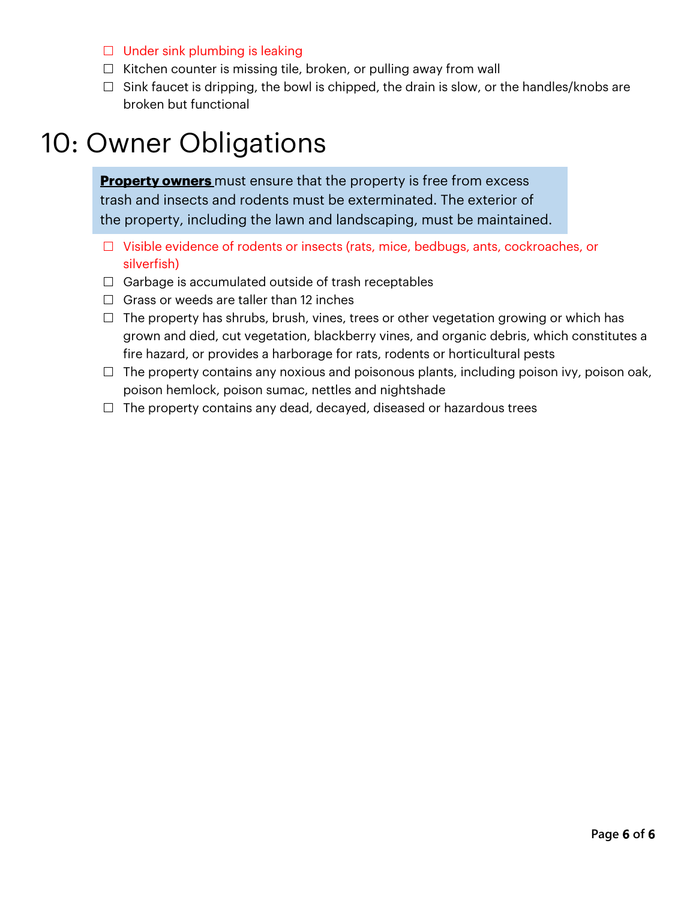- ☐ Under sink plumbing is leaking
- ☐ Kitchen counter is missing tile, broken, or pulling away from wall
- ☐ Sink faucet is dripping, the bowl is chipped, the drain is slow, or the handles/knobs are broken but functional

# 10: Owner Obligations

> **Property owners** must ensure that the property is free from excess trash and insects and rodents must be exterminated. The exterior of the property, including the lawn and landscaping, must be maintained.

- ☐ Visible evidence of rodents or insects (rats, mice, bedbugs, ants, cockroaches, or silverfish)
- ☐ Garbage is accumulated outside of trash receptables
- ☐ Grass or weeds are taller than 12 inches
- ☐ The property has shrubs, brush, vines, trees or other vegetation growing or which has grown and died, cut vegetation, blackberry vines, and organic debris, which constitutes a fire hazard, or provides a harborage for rats, rodents or horticultural pests
- ☐ The property contains any noxious and poisonous plants, including poison ivy, poison oak, poison hemlock, poison sumac, nettles and nightshade
- ☐ The property contains any dead, decayed, diseased or hazardous trees